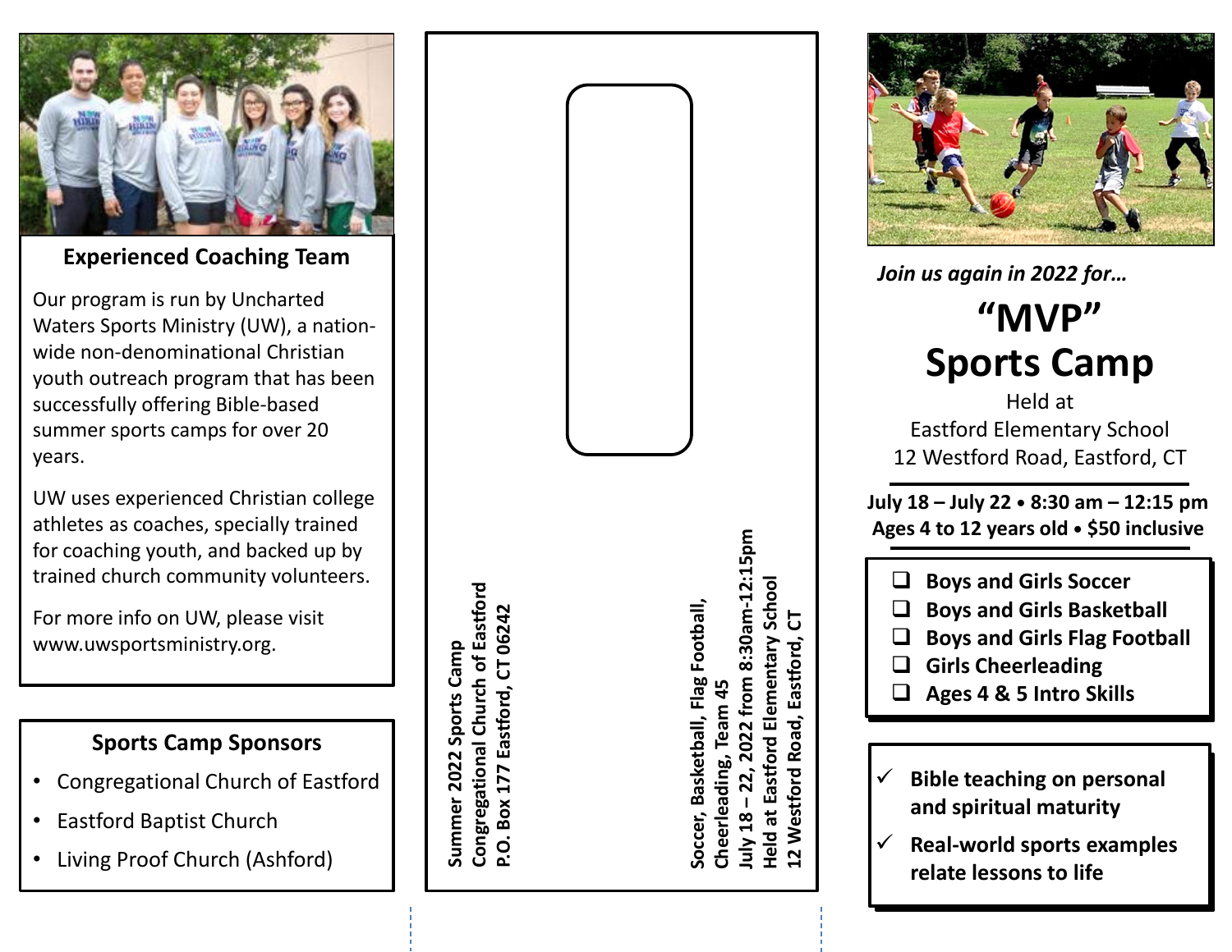## Experienced Coaching Team

Our program is run by Uncharted Waters Sports Ministry (UW), a nation-wide non-denominational Christian youth outreach program that has been successfully offering Bible-based summer sports camps for over 20 years.

UW uses experienced Christian college athletes as coaches, specially trained for coaching youth, and backed up by trained church community volunteers.

For more info on UW, please visit www.uwsportsministry.org.

## Sports Camp Sponsors

- Congregational Church of Eastford
- Eastford Baptist Church
- Living Proof Church (Ashford)

**Summer 2022 Sports Camp**
**Congregational Church of Eastford**
**P.O. Box 177 Eastford, CT 06242**

**Soccer, Basketball, Flag Football, Cheerleading, Team 45**
**July 18 – 22, 2022 from 8:30am-12:15pm**
**Held at Eastford Elementary School**
**12 Westford Road, Eastford, CT**

***Join us again in 2022 for…***

# "MVP" Sports Camp

Held at
Eastford Elementary School
12 Westford Road, Eastford, CT

**July 18 – July 22 • 8:30 am – 12:15 pm**
**Ages 4 to 12 years old • $50 inclusive**

- ❑ **Boys and Girls Soccer**
- ❑ **Boys and Girls Basketball**
- ❑ **Boys and Girls Flag Football**
- ❑ **Girls Cheerleading**
- ❑ **Ages 4 & 5 Intro Skills**

- ✓ **Bible teaching on personal and spiritual maturity**
- ✓ **Real-world sports examples relate lessons to life**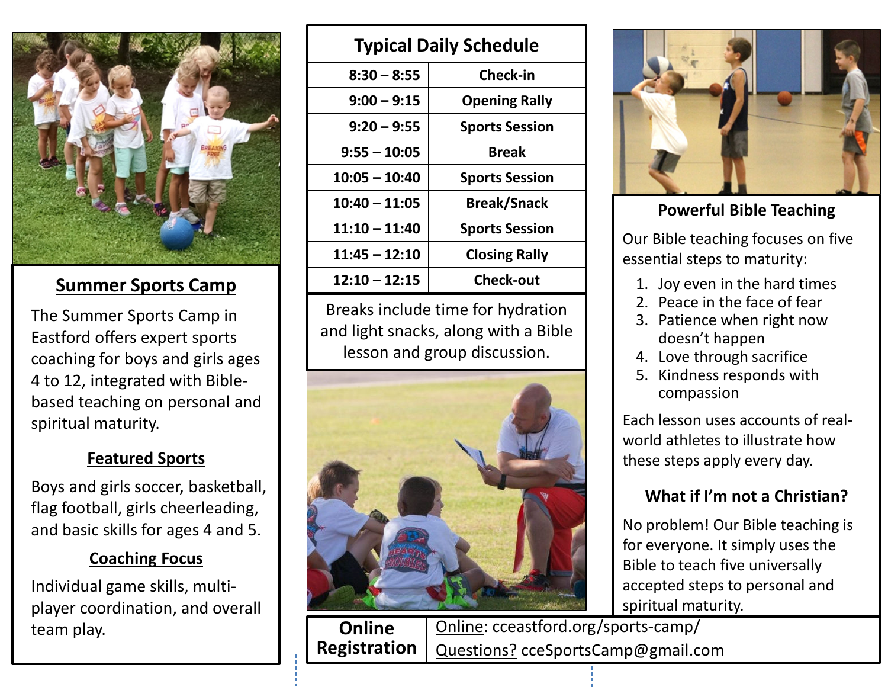## Summer Sports Camp

The Summer Sports Camp in Eastford offers expert sports coaching for boys and girls ages 4 to 12, integrated with Bible-based teaching on personal and spiritual maturity.

### Featured Sports

Boys and girls soccer, basketball, flag football, girls cheerleading, and basic skills for ages 4 and 5.

### Coaching Focus

Individual game skills, multi-player coordination, and overall team play.

## Typical Daily Schedule

| | |
|---|---|
| 8:30 – 8:55 | Check-in |
| 9:00 – 9:15 | Opening Rally |
| 9:20 – 9:55 | Sports Session |
| 9:55 – 10:05 | Break |
| 10:05 – 10:40 | Sports Session |
| 10:40 – 11:05 | Break/Snack |
| 11:10 – 11:40 | Sports Session |
| 11:45 – 12:10 | Closing Rally |
| 12:10 – 12:15 | Check-out |

Breaks include time for hydration and light snacks, along with a Bible lesson and group discussion.

## Powerful Bible Teaching

Our Bible teaching focuses on five essential steps to maturity:

1. Joy even in the hard times
2. Peace in the face of fear
3. Patience when right now doesn't happen
4. Love through sacrifice
5. Kindness responds with compassion

Each lesson uses accounts of real-world athletes to illustrate how these steps apply every day.

### What if I'm not a Christian?

No problem! Our Bible teaching is for everyone. It simply uses the Bible to teach five universally accepted steps to personal and spiritual maturity.

## Online Registration

Online: cceastford.org/sports-camp/

Questions? cceSportsCamp@gmail.com